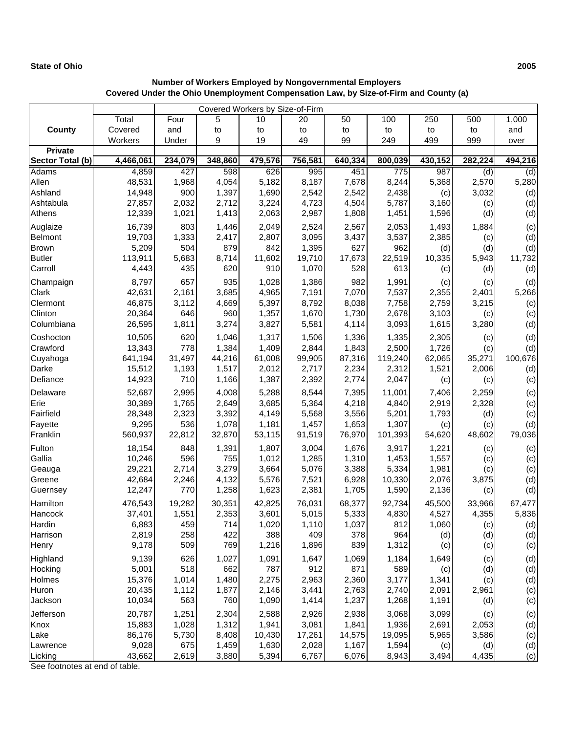**State of Ohio** **2005**

## Number of Workers Employed by Nongovernmental Employers Covered Under the Ohio Unemployment Compensation Law, by Size-of-Firm and County (a)

| County | Total Covered Workers | Covered Workers by Size-of-Firm | | | | | | | | |
|---|---|---|---|---|---|---|---|---|---|---|
| | | Four and Under | 5 to 9 | 10 to 19 | 20 to 49 | 50 to 99 | 100 to 249 | 250 to 499 | 500 to 999 | 1,000 and over |
| **Private Sector Total (b)** | **4,466,061** | **234,079** | **348,860** | **479,576** | **756,581** | **640,334** | **800,039** | **430,152** | **282,224** | **494,216** |
| Adams | 4,859 | 427 | 598 | 626 | 995 | 451 | 775 | 987 | (d) | (d) |
| Allen | 48,531 | 1,968 | 4,054 | 5,182 | 8,187 | 7,678 | 8,244 | 5,368 | 2,570 | 5,280 |
| Ashland | 14,948 | 900 | 1,397 | 1,690 | 2,542 | 2,542 | 2,438 | (c) | 3,032 | (d) |
| Ashtabula | 27,857 | 2,032 | 2,712 | 3,224 | 4,723 | 4,504 | 5,787 | 3,160 | (c) | (d) |
| Athens | 12,339 | 1,021 | 1,413 | 2,063 | 2,987 | 1,808 | 1,451 | 1,596 | (d) | (d) |
| Auglaize | 16,739 | 803 | 1,446 | 2,049 | 2,524 | 2,567 | 2,053 | 1,493 | 1,884 | (c) |
| Belmont | 19,703 | 1,333 | 2,417 | 2,807 | 3,095 | 3,437 | 3,537 | 2,385 | (c) | (d) |
| Brown | 5,209 | 504 | 879 | 842 | 1,395 | 627 | 962 | (d) | (d) | (d) |
| Butler | 113,911 | 5,683 | 8,714 | 11,602 | 19,710 | 17,673 | 22,519 | 10,335 | 5,943 | 11,732 |
| Carroll | 4,443 | 435 | 620 | 910 | 1,070 | 528 | 613 | (c) | (d) | (d) |
| Champaign | 8,797 | 657 | 935 | 1,028 | 1,386 | 982 | 1,991 | (c) | (c) | (d) |
| Clark | 42,631 | 2,161 | 3,685 | 4,965 | 7,191 | 7,070 | 7,537 | 2,355 | 2,401 | 5,266 |
| Clermont | 46,875 | 3,112 | 4,669 | 5,397 | 8,792 | 8,038 | 7,758 | 2,759 | 3,215 | (c) |
| Clinton | 20,364 | 646 | 960 | 1,357 | 1,670 | 1,730 | 2,678 | 3,103 | (c) | (c) |
| Columbiana | 26,595 | 1,811 | 3,274 | 3,827 | 5,581 | 4,114 | 3,093 | 1,615 | 3,280 | (d) |
| Coshocton | 10,505 | 620 | 1,046 | 1,317 | 1,506 | 1,336 | 1,335 | 2,305 | (c) | (d) |
| Crawford | 13,343 | 778 | 1,384 | 1,409 | 2,844 | 1,843 | 2,500 | 1,726 | (c) | (d) |
| Cuyahoga | 641,194 | 31,497 | 44,216 | 61,008 | 99,905 | 87,316 | 119,240 | 62,065 | 35,271 | 100,676 |
| Darke | 15,512 | 1,193 | 1,517 | 2,012 | 2,717 | 2,234 | 2,312 | 1,521 | 2,006 | (d) |
| Defiance | 14,923 | 710 | 1,166 | 1,387 | 2,392 | 2,774 | 2,047 | (c) | (c) | (c) |
| Delaware | 52,687 | 2,995 | 4,008 | 5,288 | 8,544 | 7,395 | 11,001 | 7,406 | 2,259 | (c) |
| Erie | 30,389 | 1,765 | 2,649 | 3,685 | 5,364 | 4,218 | 4,840 | 2,919 | 2,328 | (c) |
| Fairfield | 28,348 | 2,323 | 3,392 | 4,149 | 5,568 | 3,556 | 5,201 | 1,793 | (d) | (c) |
| Fayette | 9,295 | 536 | 1,078 | 1,181 | 1,457 | 1,653 | 1,307 | (c) | (c) | (d) |
| Franklin | 560,937 | 22,812 | 32,870 | 53,115 | 91,519 | 76,970 | 101,393 | 54,620 | 48,602 | 79,036 |
| Fulton | 18,154 | 848 | 1,391 | 1,807 | 3,004 | 1,676 | 3,917 | 1,221 | (c) | (c) |
| Gallia | 10,246 | 596 | 755 | 1,012 | 1,285 | 1,310 | 1,453 | 1,557 | (c) | (c) |
| Geauga | 29,221 | 2,714 | 3,279 | 3,664 | 5,076 | 3,388 | 5,334 | 1,981 | (c) | (c) |
| Greene | 42,684 | 2,246 | 4,132 | 5,576 | 7,521 | 6,928 | 10,330 | 2,076 | 3,875 | (d) |
| Guernsey | 12,247 | 770 | 1,258 | 1,623 | 2,381 | 1,705 | 1,590 | 2,136 | (c) | (d) |
| Hamilton | 476,543 | 19,282 | 30,351 | 42,825 | 76,031 | 68,377 | 92,734 | 45,500 | 33,966 | 67,477 |
| Hancock | 37,401 | 1,551 | 2,353 | 3,601 | 5,015 | 5,333 | 4,830 | 4,527 | 4,355 | 5,836 |
| Hardin | 6,883 | 459 | 714 | 1,020 | 1,110 | 1,037 | 812 | 1,060 | (c) | (d) |
| Harrison | 2,819 | 258 | 422 | 388 | 409 | 378 | 964 | (d) | (d) | (d) |
| Henry | 9,178 | 509 | 769 | 1,216 | 1,896 | 839 | 1,312 | (c) | (c) | (c) |
| Highland | 9,139 | 626 | 1,027 | 1,091 | 1,647 | 1,069 | 1,184 | 1,649 | (c) | (d) |
| Hocking | 5,001 | 518 | 662 | 787 | 912 | 871 | 589 | (c) | (d) | (d) |
| Holmes | 15,376 | 1,014 | 1,480 | 2,275 | 2,963 | 2,360 | 3,177 | 1,341 | (c) | (d) |
| Huron | 20,435 | 1,112 | 1,877 | 2,146 | 3,441 | 2,763 | 2,740 | 2,091 | 2,961 | (c) |
| Jackson | 10,034 | 563 | 760 | 1,090 | 1,414 | 1,237 | 1,268 | 1,191 | (d) | (c) |
| Jefferson | 20,787 | 1,251 | 2,304 | 2,588 | 2,926 | 2,938 | 3,068 | 3,099 | (c) | (c) |
| Knox | 15,883 | 1,028 | 1,312 | 1,941 | 3,081 | 1,841 | 1,936 | 2,691 | 2,053 | (d) |
| Lake | 86,176 | 5,730 | 8,408 | 10,430 | 17,261 | 14,575 | 19,095 | 5,965 | 3,586 | (c) |
| Lawrence | 9,028 | 675 | 1,459 | 1,630 | 2,028 | 1,167 | 1,594 | (c) | (d) | (d) |
| Licking | 43,662 | 2,619 | 3,880 | 5,394 | 6,767 | 6,076 | 8,943 | 3,494 | 4,435 | (c) |

See footnotes at end of table.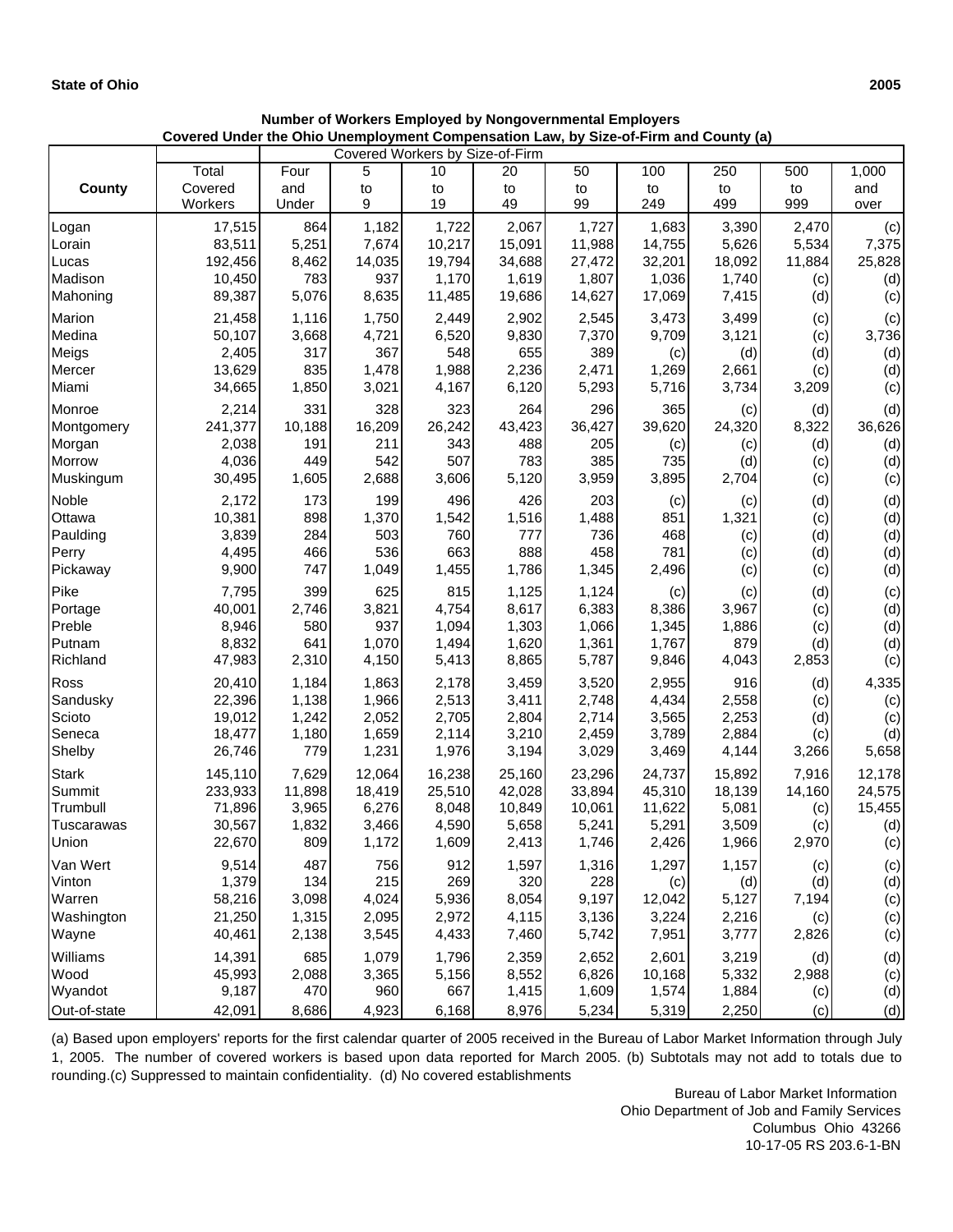**State of Ohio** **2005**

**Number of Workers Employed by Nongovernmental Employers Covered Under the Ohio Unemployment Compensation Law, by Size-of-Firm and County (a)**

| County | Total Covered Workers | Covered Workers by Size-of-Firm | | | | | | | | |
|---|---|---|---|---|---|---|---|---|---|---|
| | | Four and Under | 5 to 9 | 10 to 19 | 20 to 49 | 50 to 99 | 100 to 249 | 250 to 499 | 500 to 999 | 1,000 and over |
| Logan | 17,515 | 864 | 1,182 | 1,722 | 2,067 | 1,727 | 1,683 | 3,390 | 2,470 | (c) |
| Lorain | 83,511 | 5,251 | 7,674 | 10,217 | 15,091 | 11,988 | 14,755 | 5,626 | 5,534 | 7,375 |
| Lucas | 192,456 | 8,462 | 14,035 | 19,794 | 34,688 | 27,472 | 32,201 | 18,092 | 11,884 | 25,828 |
| Madison | 10,450 | 783 | 937 | 1,170 | 1,619 | 1,807 | 1,036 | 1,740 | (c) | (d) |
| Mahoning | 89,387 | 5,076 | 8,635 | 11,485 | 19,686 | 14,627 | 17,069 | 7,415 | (d) | (c) |
| Marion | 21,458 | 1,116 | 1,750 | 2,449 | 2,902 | 2,545 | 3,473 | 3,499 | (c) | (c) |
| Medina | 50,107 | 3,668 | 4,721 | 6,520 | 9,830 | 7,370 | 9,709 | 3,121 | (c) | 3,736 |
| Meigs | 2,405 | 317 | 367 | 548 | 655 | 389 | (c) | (d) | (d) | (d) |
| Mercer | 13,629 | 835 | 1,478 | 1,988 | 2,236 | 2,471 | 1,269 | 2,661 | (c) | (d) |
| Miami | 34,665 | 1,850 | 3,021 | 4,167 | 6,120 | 5,293 | 5,716 | 3,734 | 3,209 | (c) |
| Monroe | 2,214 | 331 | 328 | 323 | 264 | 296 | 365 | (c) | (d) | (d) |
| Montgomery | 241,377 | 10,188 | 16,209 | 26,242 | 43,423 | 36,427 | 39,620 | 24,320 | 8,322 | 36,626 |
| Morgan | 2,038 | 191 | 211 | 343 | 488 | 205 | (c) | (c) | (d) | (d) |
| Morrow | 4,036 | 449 | 542 | 507 | 783 | 385 | 735 | (d) | (c) | (d) |
| Muskingum | 30,495 | 1,605 | 2,688 | 3,606 | 5,120 | 3,959 | 3,895 | 2,704 | (c) | (c) |
| Noble | 2,172 | 173 | 199 | 496 | 426 | 203 | (c) | (c) | (d) | (d) |
| Ottawa | 10,381 | 898 | 1,370 | 1,542 | 1,516 | 1,488 | 851 | 1,321 | (c) | (d) |
| Paulding | 3,839 | 284 | 503 | 760 | 777 | 736 | 468 | (c) | (d) | (d) |
| Perry | 4,495 | 466 | 536 | 663 | 888 | 458 | 781 | (c) | (d) | (d) |
| Pickaway | 9,900 | 747 | 1,049 | 1,455 | 1,786 | 1,345 | 2,496 | (c) | (c) | (d) |
| Pike | 7,795 | 399 | 625 | 815 | 1,125 | 1,124 | (c) | (c) | (d) | (c) |
| Portage | 40,001 | 2,746 | 3,821 | 4,754 | 8,617 | 6,383 | 8,386 | 3,967 | (c) | (d) |
| Preble | 8,946 | 580 | 937 | 1,094 | 1,303 | 1,066 | 1,345 | 1,886 | (c) | (d) |
| Putnam | 8,832 | 641 | 1,070 | 1,494 | 1,620 | 1,361 | 1,767 | 879 | (d) | (d) |
| Richland | 47,983 | 2,310 | 4,150 | 5,413 | 8,865 | 5,787 | 9,846 | 4,043 | 2,853 | (c) |
| Ross | 20,410 | 1,184 | 1,863 | 2,178 | 3,459 | 3,520 | 2,955 | 916 | (d) | 4,335 |
| Sandusky | 22,396 | 1,138 | 1,966 | 2,513 | 3,411 | 2,748 | 4,434 | 2,558 | (c) | (c) |
| Scioto | 19,012 | 1,242 | 2,052 | 2,705 | 2,804 | 2,714 | 3,565 | 2,253 | (d) | (c) |
| Seneca | 18,477 | 1,180 | 1,659 | 2,114 | 3,210 | 2,459 | 3,789 | 2,884 | (c) | (d) |
| Shelby | 26,746 | 779 | 1,231 | 1,976 | 3,194 | 3,029 | 3,469 | 4,144 | 3,266 | 5,658 |
| Stark | 145,110 | 7,629 | 12,064 | 16,238 | 25,160 | 23,296 | 24,737 | 15,892 | 7,916 | 12,178 |
| Summit | 233,933 | 11,898 | 18,419 | 25,510 | 42,028 | 33,894 | 45,310 | 18,139 | 14,160 | 24,575 |
| Trumbull | 71,896 | 3,965 | 6,276 | 8,048 | 10,849 | 10,061 | 11,622 | 5,081 | (c) | 15,455 |
| Tuscarawas | 30,567 | 1,832 | 3,466 | 4,590 | 5,658 | 5,241 | 5,291 | 3,509 | (c) | (d) |
| Union | 22,670 | 809 | 1,172 | 1,609 | 2,413 | 1,746 | 2,426 | 1,966 | 2,970 | (c) |
| Van Wert | 9,514 | 487 | 756 | 912 | 1,597 | 1,316 | 1,297 | 1,157 | (c) | (c) |
| Vinton | 1,379 | 134 | 215 | 269 | 320 | 228 | (c) | (d) | (d) | (d) |
| Warren | 58,216 | 3,098 | 4,024 | 5,936 | 8,054 | 9,197 | 12,042 | 5,127 | 7,194 | (c) |
| Washington | 21,250 | 1,315 | 2,095 | 2,972 | 4,115 | 3,136 | 3,224 | 2,216 | (c) | (c) |
| Wayne | 40,461 | 2,138 | 3,545 | 4,433 | 7,460 | 5,742 | 7,951 | 3,777 | 2,826 | (c) |
| Williams | 14,391 | 685 | 1,079 | 1,796 | 2,359 | 2,652 | 2,601 | 3,219 | (d) | (d) |
| Wood | 45,993 | 2,088 | 3,365 | 5,156 | 8,552 | 6,826 | 10,168 | 5,332 | 2,988 | (c) |
| Wyandot | 9,187 | 470 | 960 | 667 | 1,415 | 1,609 | 1,574 | 1,884 | (c) | (d) |
| Out-of-state | 42,091 | 8,686 | 4,923 | 6,168 | 8,976 | 5,234 | 5,319 | 2,250 | (c) | (d) |

(a) Based upon employers' reports for the first calendar quarter of 2005 received in the Bureau of Labor Market Information through July 1, 2005. The number of covered workers is based upon data reported for March 2005. (b) Subtotals may not add to totals due to rounding.(c) Suppressed to maintain confidentiality. (d) No covered establishments

Bureau of Labor Market Information
Ohio Department of Job and Family Services
Columbus Ohio 43266
10-17-05 RS 203.6-1-BN